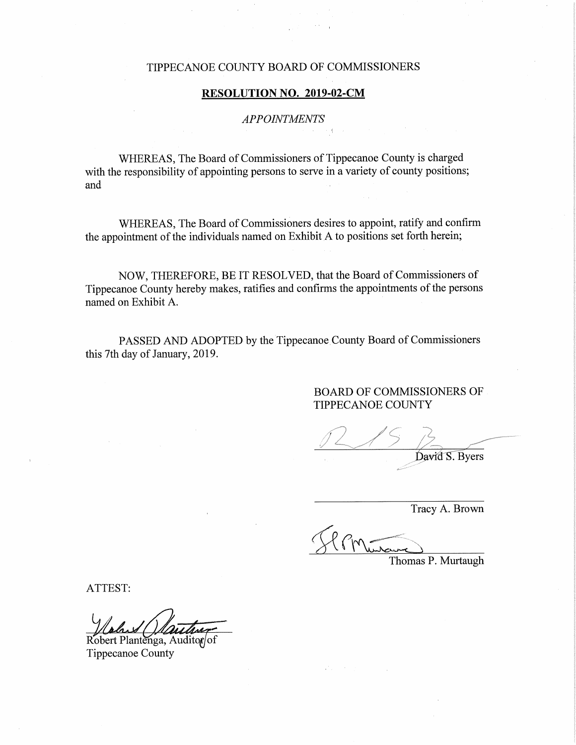TIPPECANOE COUNTY BOARD OF COMMISSIONERS

**RESOLUTION NO. 2019-02-CM**

*APPOINTMENTS*

WHEREAS, The Board of Commissioners of Tippecanoe County is charged with the responsibility of appointing persons to serve in a variety of county positions; and

WHEREAS, The Board of Commissioners desires to appoint, ratify and confirm the appointment of the individuals named on Exhibit A to positions set forth herein;

NOW, THEREFORE, BE IT RESOLVED, that the Board of Commissioners of Tippecanoe County hereby makes, ratifies and confirms the appointments of the persons named on Exhibit A.

PASSED AND ADOPTED by the Tippecanoe County Board of Commissioners this 7th day of January, 2019.

BOARD OF COMMISSIONERS OF TIPPECANOE COUNTY

David S. Byers

Tracy A. Brown

Thomas P. Murtaugh

ATTEST:

Robert Plantenga, Auditor of Tippecanoe County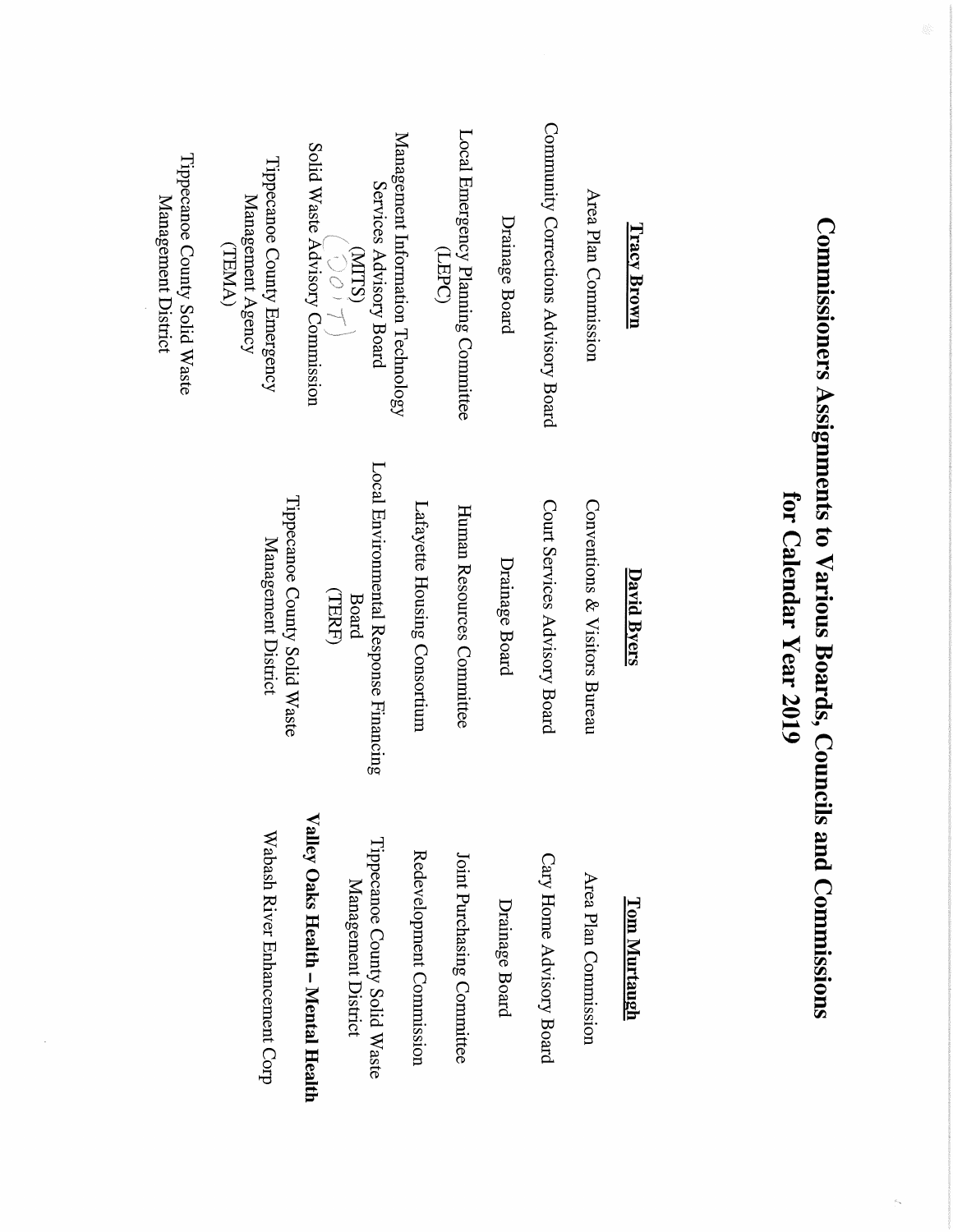# Commissioners Assignments to Various Boards, Councils and Commissions for Calendar Year 2019

| Tracy Brown | David Byers | Tom Murtaugh |
| --- | --- | --- |
| Area Plan Commission | Conventions & Visitors Bureau | Area Plan Commission |
| Community Corrections Advisory Board | Court Services Advisory Board | Cary Home Advisory Board |
| Drainage Board | Drainage Board | Drainage Board |
| Local Emergency Planning Committee (LEPC) | Human Resources Committee | Joint Purchasing Committee |
| Management Information Technology Services Advisory Board (MITS) (DOIT) | Lafayette Housing Consortium | Redevelopment Commission |
| Solid Waste Advisory Commission | Local Environmental Response Financing Board (TERF) | Tippecanoe County Solid Waste Management District |
| Tippecanoe County Emergency Management Agency (TEMA) | Tippecanoe County Solid Waste Management District | **Valley Oaks Health – Mental Health** |
| Tippecanoe County Solid Waste Management District | | Wabash River Enhancement Corp |